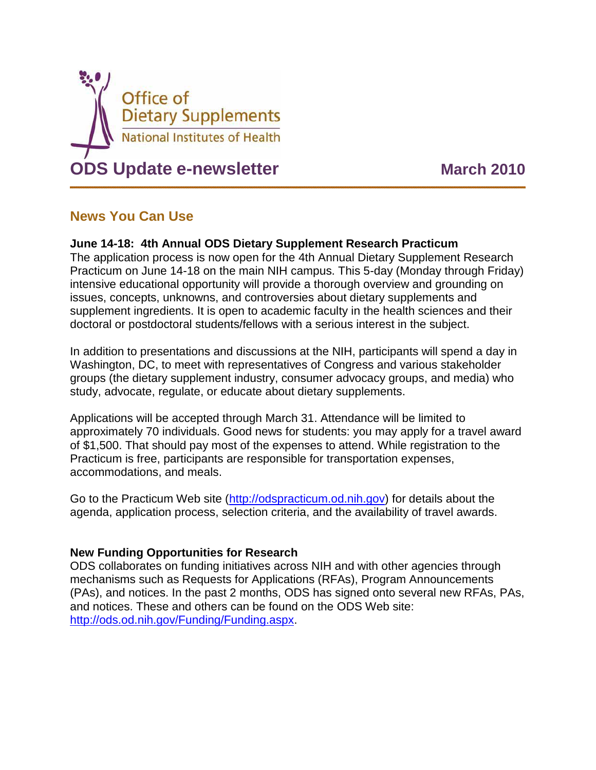Office of Dietary Supplements
National Institutes of Health

# ODS Update e-newsletter

**March 2010**

## News You Can Use

**June 14-18: 4th Annual ODS Dietary Supplement Research Practicum**
The application process is now open for the 4th Annual Dietary Supplement Research Practicum on June 14-18 on the main NIH campus. This 5-day (Monday through Friday) intensive educational opportunity will provide a thorough overview and grounding on issues, concepts, unknowns, and controversies about dietary supplements and supplement ingredients. It is open to academic faculty in the health sciences and their doctoral or postdoctoral students/fellows with a serious interest in the subject.

In addition to presentations and discussions at the NIH, participants will spend a day in Washington, DC, to meet with representatives of Congress and various stakeholder groups (the dietary supplement industry, consumer advocacy groups, and media) who study, advocate, regulate, or educate about dietary supplements.

Applications will be accepted through March 31. Attendance will be limited to approximately 70 individuals. Good news for students: you may apply for a travel award of $1,500. That should pay most of the expenses to attend. While registration to the Practicum is free, participants are responsible for transportation expenses, accommodations, and meals.

Go to the Practicum Web site (http://odspracticum.od.nih.gov) for details about the agenda, application process, selection criteria, and the availability of travel awards.

**New Funding Opportunities for Research**
ODS collaborates on funding initiatives across NIH and with other agencies through mechanisms such as Requests for Applications (RFAs), Program Announcements (PAs), and notices. In the past 2 months, ODS has signed onto several new RFAs, PAs, and notices. These and others can be found on the ODS Web site: http://ods.od.nih.gov/Funding/Funding.aspx.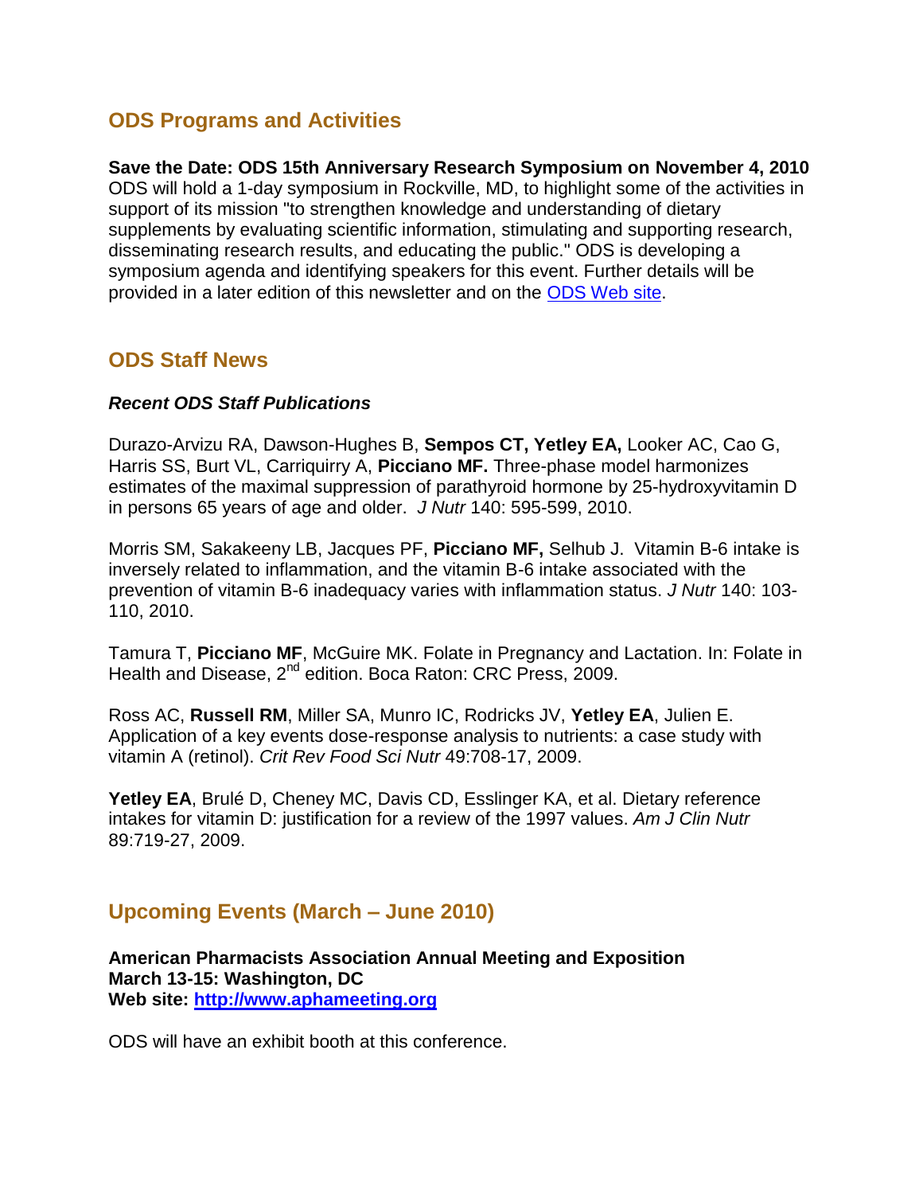## ODS Programs and Activities

**Save the Date: ODS 15th Anniversary Research Symposium on November 4, 2010**
ODS will hold a 1-day symposium in Rockville, MD, to highlight some of the activities in support of its mission "to strengthen knowledge and understanding of dietary supplements by evaluating scientific information, stimulating and supporting research, disseminating research results, and educating the public." ODS is developing a symposium agenda and identifying speakers for this event. Further details will be provided in a later edition of this newsletter and on the [ODS Web site](#).

## ODS Staff News

### *Recent ODS Staff Publications*

Durazo-Arvizu RA, Dawson-Hughes B, **Sempos CT, Yetley EA,** Looker AC, Cao G, Harris SS, Burt VL, Carriquirry A, **Picciano MF.** Three-phase model harmonizes estimates of the maximal suppression of parathyroid hormone by 25-hydroxyvitamin D in persons 65 years of age and older. *J Nutr* 140: 595-599, 2010.

Morris SM, Sakakeeny LB, Jacques PF, **Picciano MF,** Selhub J. Vitamin B-6 intake is inversely related to inflammation, and the vitamin B-6 intake associated with the prevention of vitamin B-6 inadequacy varies with inflammation status. *J Nutr* 140: 103-110, 2010.

Tamura T, **Picciano MF**, McGuire MK. Folate in Pregnancy and Lactation. In: Folate in Health and Disease, 2nd edition. Boca Raton: CRC Press, 2009.

Ross AC, **Russell RM**, Miller SA, Munro IC, Rodricks JV, **Yetley EA**, Julien E. Application of a key events dose-response analysis to nutrients: a case study with vitamin A (retinol). *Crit Rev Food Sci Nutr* 49:708-17, 2009.

**Yetley EA**, Brulé D, Cheney MC, Davis CD, Esslinger KA, et al. Dietary reference intakes for vitamin D: justification for a review of the 1997 values. *Am J Clin Nutr* 89:719-27, 2009.

## Upcoming Events (March – June 2010)

**American Pharmacists Association Annual Meeting and Exposition**
**March 13-15: Washington, DC**
**Web site: [http://www.aphameeting.org](http://www.aphameeting.org)**

ODS will have an exhibit booth at this conference.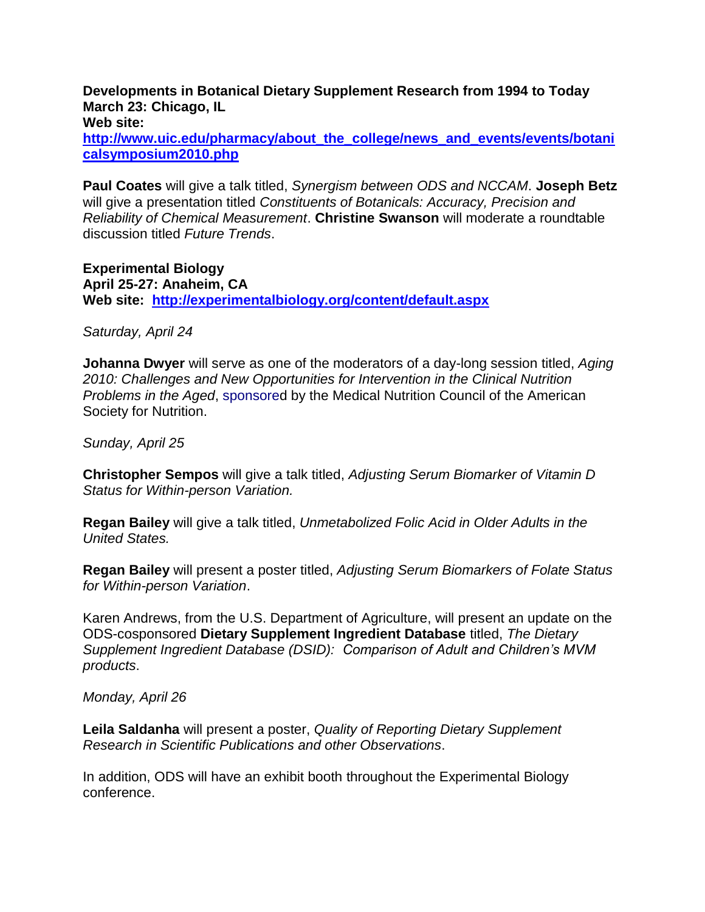**Developments in Botanical Dietary Supplement Research from 1994 to Today**
**March 23: Chicago, IL**
**Web site:**
**[http://www.uic.edu/pharmacy/about_the_college/news_and_events/events/botanicalsymposium2010.php](http://www.uic.edu/pharmacy/about_the_college/news_and_events/events/botanicalsymposium2010.php)**

**Paul Coates** will give a talk titled, *Synergism between ODS and NCCAM*. **Joseph Betz** will give a presentation titled *Constituents of Botanicals: Accuracy, Precision and Reliability of Chemical Measurement*. **Christine Swanson** will moderate a roundtable discussion titled *Future Trends*.

**Experimental Biology**
**April 25-27: Anaheim, CA**
**Web site: [http://experimentalbiology.org/content/default.aspx](http://experimentalbiology.org/content/default.aspx)**

*Saturday, April 24*

**Johanna Dwyer** will serve as one of the moderators of a day-long session titled, *Aging 2010: Challenges and New Opportunities for Intervention in the Clinical Nutrition Problems in the Aged*, sponsored by the Medical Nutrition Council of the American Society for Nutrition.

*Sunday, April 25*

**Christopher Sempos** will give a talk titled, *Adjusting Serum Biomarker of Vitamin D Status for Within-person Variation.*

**Regan Bailey** will give a talk titled, *Unmetabolized Folic Acid in Older Adults in the United States.*

**Regan Bailey** will present a poster titled, *Adjusting Serum Biomarkers of Folate Status for Within-person Variation*.

Karen Andrews, from the U.S. Department of Agriculture, will present an update on the ODS-cosponsored **Dietary Supplement Ingredient Database** titled, *The Dietary Supplement Ingredient Database (DSID): Comparison of Adult and Children's MVM products*.

*Monday, April 26*

**Leila Saldanha** will present a poster, *Quality of Reporting Dietary Supplement Research in Scientific Publications and other Observations*.

In addition, ODS will have an exhibit booth throughout the Experimental Biology conference.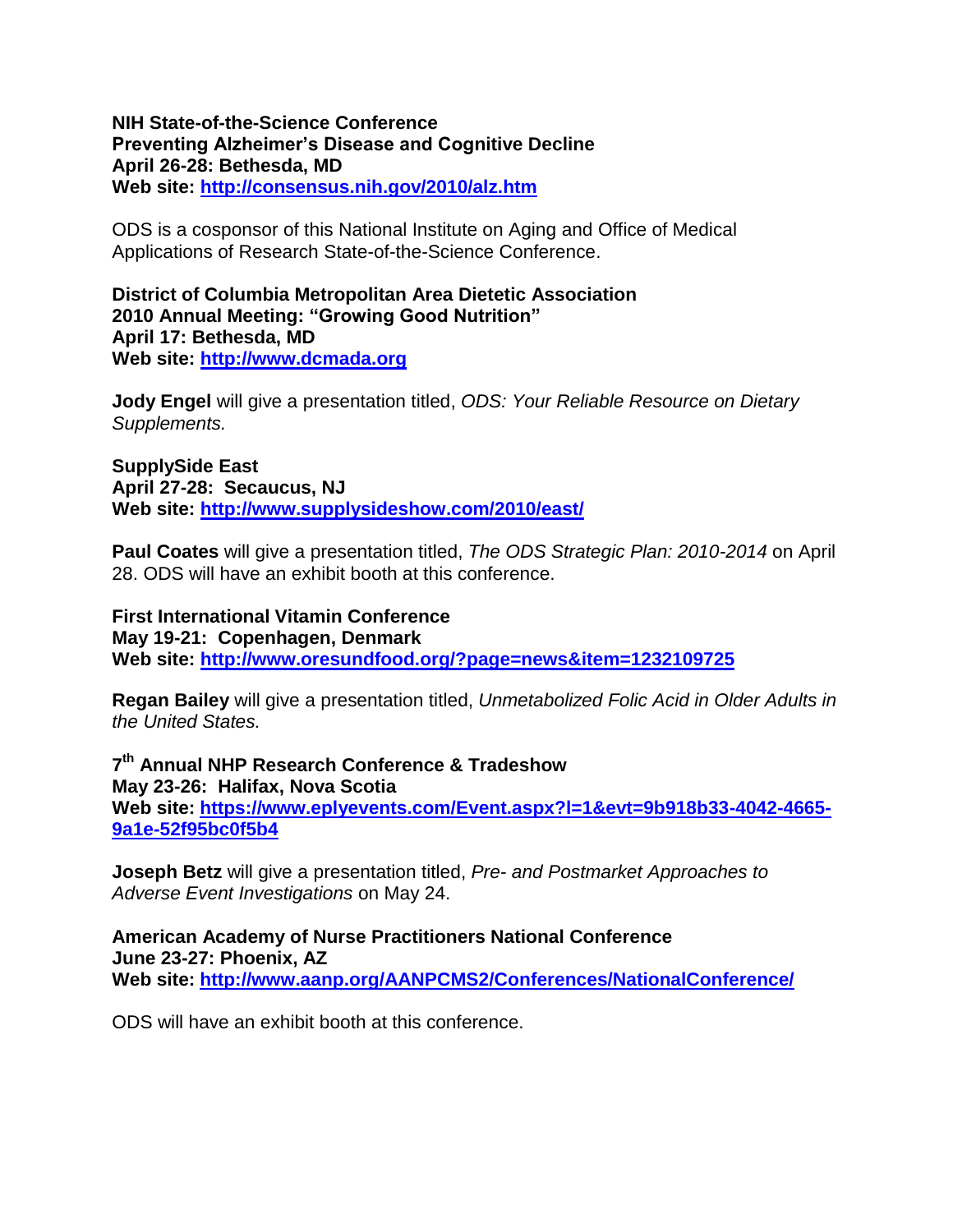**NIH State-of-the-Science Conference**
**Preventing Alzheimer's Disease and Cognitive Decline**
**April 26-28: Bethesda, MD**
**Web site: [http://consensus.nih.gov/2010/alz.htm](http://consensus.nih.gov/2010/alz.htm)**

ODS is a cosponsor of this National Institute on Aging and Office of Medical Applications of Research State-of-the-Science Conference.

**District of Columbia Metropolitan Area Dietetic Association**
**2010 Annual Meeting: "Growing Good Nutrition"**
**April 17: Bethesda, MD**
**Web site: [http://www.dcmada.org](http://www.dcmada.org)**

**Jody Engel** will give a presentation titled, *ODS: Your Reliable Resource on Dietary Supplements.*

**SupplySide East**
**April 27-28: Secaucus, NJ**
**Web site: [http://www.supplysideshow.com/2010/east/](http://www.supplysideshow.com/2010/east/)**

**Paul Coates** will give a presentation titled, *The ODS Strategic Plan: 2010-2014* on April 28. ODS will have an exhibit booth at this conference.

**First International Vitamin Conference**
**May 19-21: Copenhagen, Denmark**
**Web site: [http://www.oresundfood.org/?page=news&item=1232109725](http://www.oresundfood.org/?page=news&item=1232109725)**

**Regan Bailey** will give a presentation titled, *Unmetabolized Folic Acid in Older Adults in the United States.*

**7th Annual NHP Research Conference & Tradeshow**
**May 23-26: Halifax, Nova Scotia**
**Web site: [https://www.eplyevents.com/Event.aspx?l=1&evt=9b918b33-4042-4665-9a1e-52f95bc0f5b4](https://www.eplyevents.com/Event.aspx?l=1&evt=9b918b33-4042-4665-9a1e-52f95bc0f5b4)**

**Joseph Betz** will give a presentation titled, *Pre- and Postmarket Approaches to Adverse Event Investigations* on May 24.

**American Academy of Nurse Practitioners National Conference**
**June 23-27: Phoenix, AZ**
**Web site: [http://www.aanp.org/AANPCMS2/Conferences/NationalConference/](http://www.aanp.org/AANPCMS2/Conferences/NationalConference/)**

ODS will have an exhibit booth at this conference.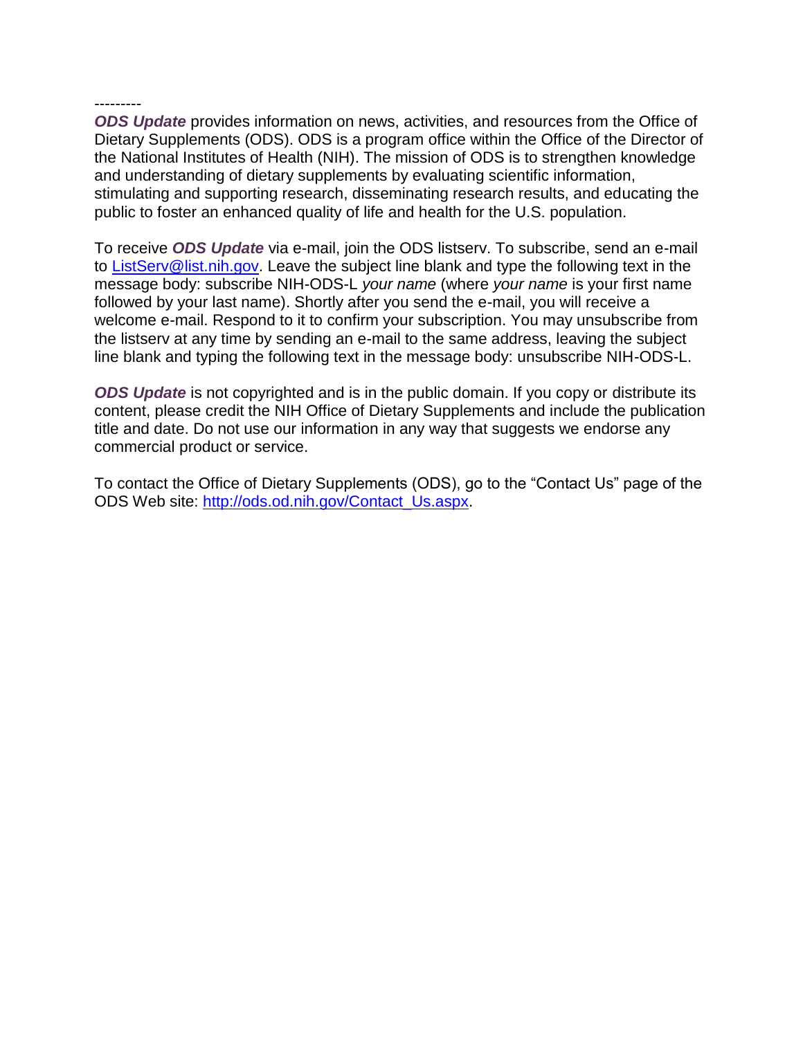---------

***ODS Update*** provides information on news, activities, and resources from the Office of Dietary Supplements (ODS). ODS is a program office within the Office of the Director of the National Institutes of Health (NIH). The mission of ODS is to strengthen knowledge and understanding of dietary supplements by evaluating scientific information, stimulating and supporting research, disseminating research results, and educating the public to foster an enhanced quality of life and health for the U.S. population.

To receive ***ODS Update*** via e-mail, join the ODS listserv. To subscribe, send an e-mail to [ListServ@list.nih.gov](mailto:ListServ@list.nih.gov). Leave the subject line blank and type the following text in the message body: subscribe NIH-ODS-L *your name* (where *your name* is your first name followed by your last name). Shortly after you send the e-mail, you will receive a welcome e-mail. Respond to it to confirm your subscription. You may unsubscribe from the listserv at any time by sending an e-mail to the same address, leaving the subject line blank and typing the following text in the message body: unsubscribe NIH-ODS-L.

***ODS Update*** is not copyrighted and is in the public domain. If you copy or distribute its content, please credit the NIH Office of Dietary Supplements and include the publication title and date. Do not use our information in any way that suggests we endorse any commercial product or service.

To contact the Office of Dietary Supplements (ODS), go to the "Contact Us" page of the ODS Web site: [http://ods.od.nih.gov/Contact_Us.aspx](http://ods.od.nih.gov/Contact_Us.aspx).